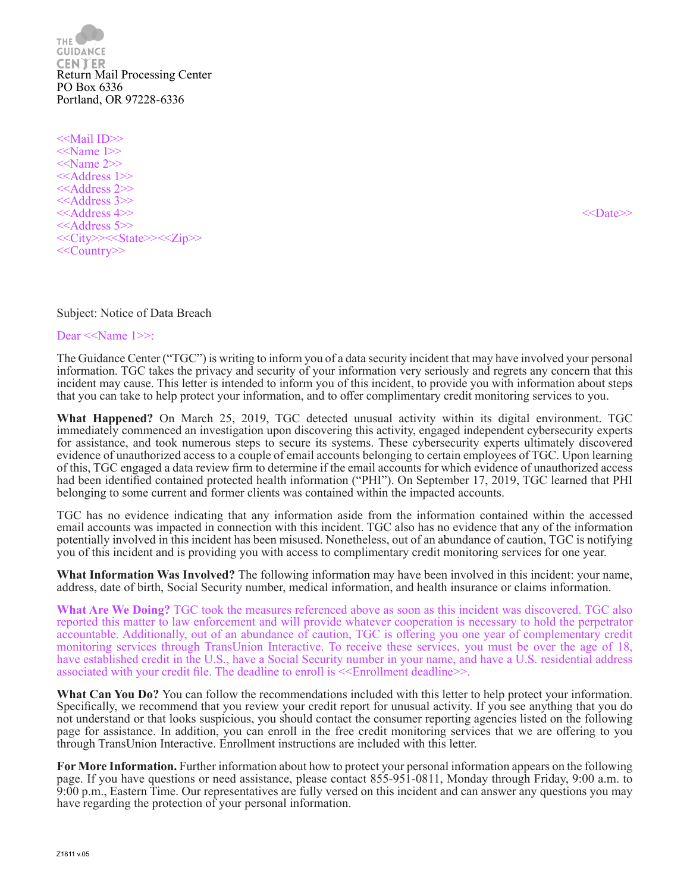THE GUIDANCE CENTER

Return Mail Processing Center
PO Box 6336
Portland, OR 97228-6336

<<Mail ID>>
<<Name 1>>
<<Name 2>>
<<Address 1>>
<<Address 2>>
<<Address 3>>
<<Address 4>>
<<Address 5>>
<<City>><<State>><<Zip>>
<<Country>>

<<Date>>

Subject: Notice of Data Breach

Dear <<Name 1>>:

The Guidance Center ("TGC") is writing to inform you of a data security incident that may have involved your personal information. TGC takes the privacy and security of your information very seriously and regrets any concern that this incident may cause. This letter is intended to inform you of this incident, to provide you with information about steps that you can take to help protect your information, and to offer complimentary credit monitoring services to you.

**What Happened?** On March 25, 2019, TGC detected unusual activity within its digital environment. TGC immediately commenced an investigation upon discovering this activity, engaged independent cybersecurity experts for assistance, and took numerous steps to secure its systems. These cybersecurity experts ultimately discovered evidence of unauthorized access to a couple of email accounts belonging to certain employees of TGC. Upon learning of this, TGC engaged a data review firm to determine if the email accounts for which evidence of unauthorized access had been identified contained protected health information ("PHI"). On September 17, 2019, TGC learned that PHI belonging to some current and former clients was contained within the impacted accounts.

TGC has no evidence indicating that any information aside from the information contained within the accessed email accounts was impacted in connection with this incident. TGC also has no evidence that any of the information potentially involved in this incident has been misused. Nonetheless, out of an abundance of caution, TGC is notifying you of this incident and is providing you with access to complimentary credit monitoring services for one year.

**What Information Was Involved?** The following information may have been involved in this incident: your name, address, date of birth, Social Security number, medical information, and health insurance or claims information.

**What Are We Doing?** TGC took the measures referenced above as soon as this incident was discovered. TGC also reported this matter to law enforcement and will provide whatever cooperation is necessary to hold the perpetrator accountable. Additionally, out of an abundance of caution, TGC is offering you one year of complementary credit monitoring services through TransUnion Interactive. To receive these services, you must be over the age of 18, have established credit in the U.S., have a Social Security number in your name, and have a U.S. residential address associated with your credit file. The deadline to enroll is <<Enrollment deadline>>.

**What Can You Do?** You can follow the recommendations included with this letter to help protect your information. Specifically, we recommend that you review your credit report for unusual activity. If you see anything that you do not understand or that looks suspicious, you should contact the consumer reporting agencies listed on the following page for assistance. In addition, you can enroll in the free credit monitoring services that we are offering to you through TransUnion Interactive. Enrollment instructions are included with this letter.

**For More Information.** Further information about how to protect your personal information appears on the following page. If you have questions or need assistance, please contact 855-951-0811, Monday through Friday, 9:00 a.m. to 9:00 p.m., Eastern Time. Our representatives are fully versed on this incident and can answer any questions you may have regarding the protection of your personal information.

Z1811 v.05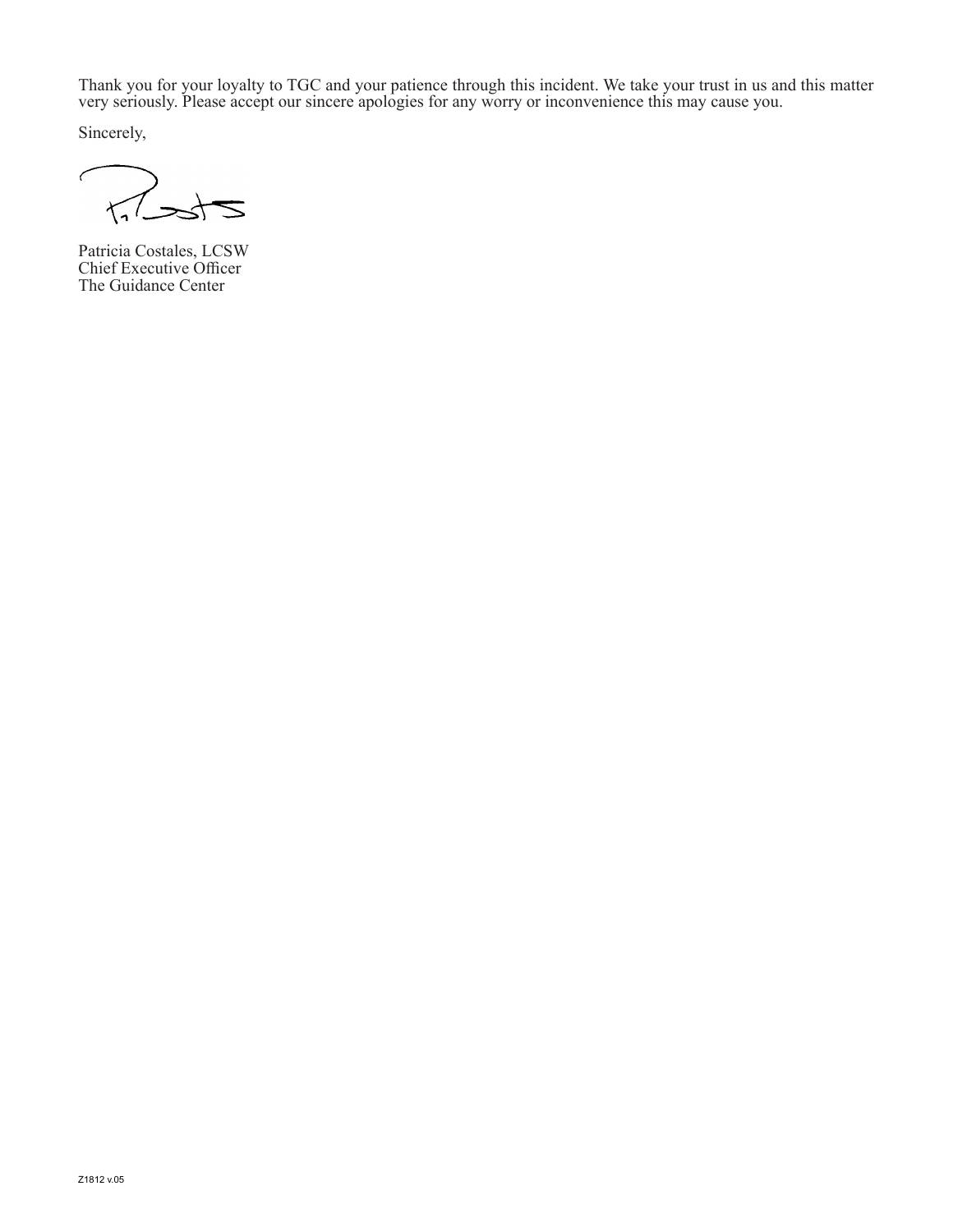Thank you for your loyalty to TGC and your patience through this incident. We take your trust in us and this matter very seriously. Please accept our sincere apologies for any worry or inconvenience this may cause you.

Sincerely,

Patricia Costales, LCSW
Chief Executive Officer
The Guidance Center

Z1812 v.05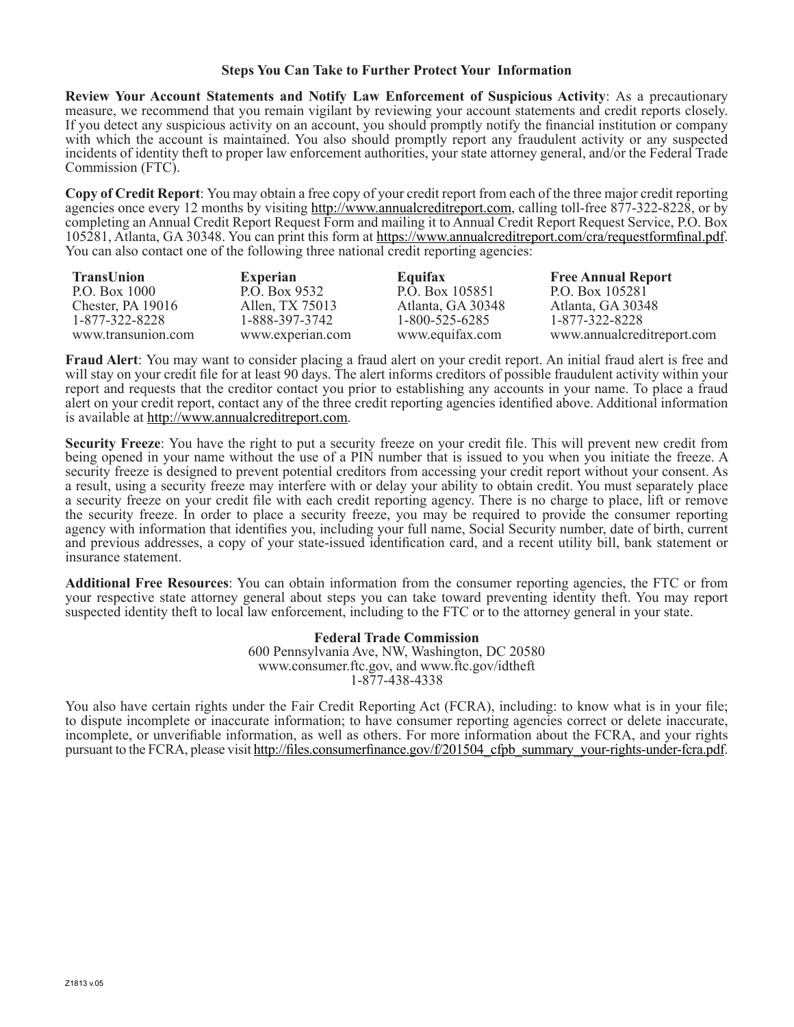## Steps You Can Take to Further Protect Your Information

**Review Your Account Statements and Notify Law Enforcement of Suspicious Activity**: As a precautionary measure, we recommend that you remain vigilant by reviewing your account statements and credit reports closely. If you detect any suspicious activity on an account, you should promptly notify the financial institution or company with which the account is maintained. You also should promptly report any fraudulent activity or any suspected incidents of identity theft to proper law enforcement authorities, your state attorney general, and/or the Federal Trade Commission (FTC).

**Copy of Credit Report**: You may obtain a free copy of your credit report from each of the three major credit reporting agencies once every 12 months by visiting http://www.annualcreditreport.com, calling toll-free 877-322-8228, or by completing an Annual Credit Report Request Form and mailing it to Annual Credit Report Request Service, P.O. Box 105281, Atlanta, GA 30348. You can print this form at https://www.annualcreditreport.com/cra/requestformfinal.pdf. You can also contact one of the following three national credit reporting agencies:

| TransUnion | Experian | Equifax | Free Annual Report |
|---|---|---|---|
| P.O. Box 1000 | P.O. Box 9532 | P.O. Box 105851 | P.O. Box 105281 |
| Chester, PA 19016 | Allen, TX 75013 | Atlanta, GA 30348 | Atlanta, GA 30348 |
| 1-877-322-8228 | 1-888-397-3742 | 1-800-525-6285 | 1-877-322-8228 |
| www.transunion.com | www.experian.com | www.equifax.com | www.annualcreditreport.com |

**Fraud Alert**: You may want to consider placing a fraud alert on your credit report. An initial fraud alert is free and will stay on your credit file for at least 90 days. The alert informs creditors of possible fraudulent activity within your report and requests that the creditor contact you prior to establishing any accounts in your name. To place a fraud alert on your credit report, contact any of the three credit reporting agencies identified above. Additional information is available at http://www.annualcreditreport.com.

**Security Freeze**: You have the right to put a security freeze on your credit file. This will prevent new credit from being opened in your name without the use of a PIN number that is issued to you when you initiate the freeze. A security freeze is designed to prevent potential creditors from accessing your credit report without your consent. As a result, using a security freeze may interfere with or delay your ability to obtain credit. You must separately place a security freeze on your credit file with each credit reporting agency. There is no charge to place, lift or remove the security freeze. In order to place a security freeze, you may be required to provide the consumer reporting agency with information that identifies you, including your full name, Social Security number, date of birth, current and previous addresses, a copy of your state-issued identification card, and a recent utility bill, bank statement or insurance statement.

**Additional Free Resources**: You can obtain information from the consumer reporting agencies, the FTC or from your respective state attorney general about steps you can take toward preventing identity theft. You may report suspected identity theft to local law enforcement, including to the FTC or to the attorney general in your state.

**Federal Trade Commission**
600 Pennsylvania Ave, NW, Washington, DC 20580
www.consumer.ftc.gov, and www.ftc.gov/idtheft
1-877-438-4338

You also have certain rights under the Fair Credit Reporting Act (FCRA), including: to know what is in your file; to dispute incomplete or inaccurate information; to have consumer reporting agencies correct or delete inaccurate, incomplete, or unverifiable information, as well as others. For more information about the FCRA, and your rights pursuant to the FCRA, please visit http://files.consumerfinance.gov/f/201504_cfpb_summary_your-rights-under-fcra.pdf.

Z1813 v.05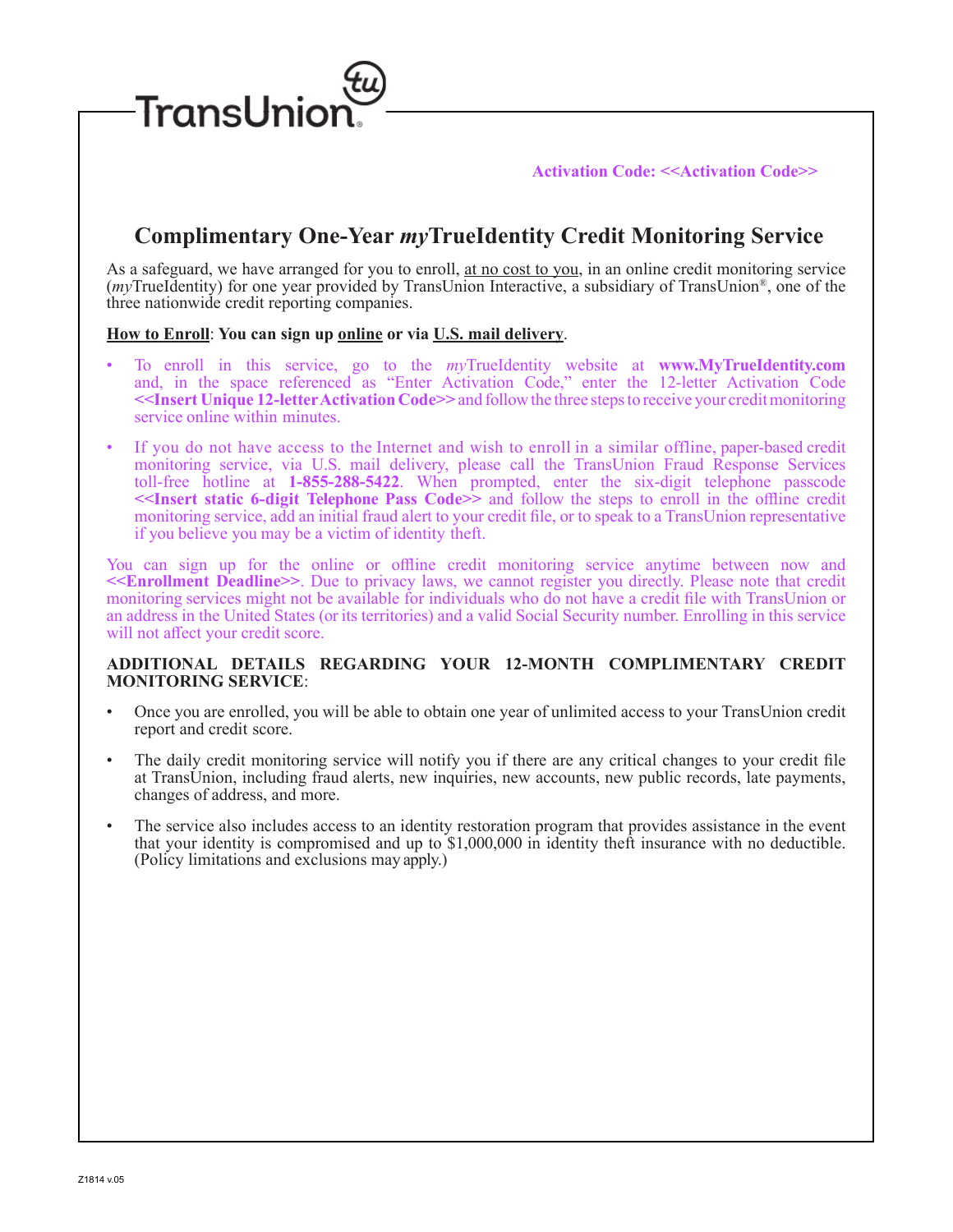TransUnion

**Activation Code: <<Activation Code>>**

# Complimentary One-Year *my*TrueIdentity Credit Monitoring Service

As a safeguard, we have arranged for you to enroll, at no cost to you, in an online credit monitoring service (*my*TrueIdentity) for one year provided by TransUnion Interactive, a subsidiary of TransUnion®, one of the three nationwide credit reporting companies.

**How to Enroll: You can sign up online or via U.S. mail delivery.**

- To enroll in this service, go to the *my*TrueIdentity website at **www.MyTrueIdentity.com** and, in the space referenced as "Enter Activation Code," enter the 12-letter Activation Code **<<Insert Unique 12-letter Activation Code>>** and follow the three steps to receive your credit monitoring service online within minutes.
- If you do not have access to the Internet and wish to enroll in a similar offline, paper-based credit monitoring service, via U.S. mail delivery, please call the TransUnion Fraud Response Services toll-free hotline at **1-855-288-5422**. When prompted, enter the six-digit telephone passcode **<<Insert static 6-digit Telephone Pass Code>>** and follow the steps to enroll in the offline credit monitoring service, add an initial fraud alert to your credit file, or to speak to a TransUnion representative if you believe you may be a victim of identity theft.

You can sign up for the online or offline credit monitoring service anytime between now and **<<Enrollment Deadline>>**. Due to privacy laws, we cannot register you directly. Please note that credit monitoring services might not be available for individuals who do not have a credit file with TransUnion or an address in the United States (or its territories) and a valid Social Security number. Enrolling in this service will not affect your credit score.

**ADDITIONAL DETAILS REGARDING YOUR 12-MONTH COMPLIMENTARY CREDIT MONITORING SERVICE**:

- Once you are enrolled, you will be able to obtain one year of unlimited access to your TransUnion credit report and credit score.
- The daily credit monitoring service will notify you if there are any critical changes to your credit file at TransUnion, including fraud alerts, new inquiries, new accounts, new public records, late payments, changes of address, and more.
- The service also includes access to an identity restoration program that provides assistance in the event that your identity is compromised and up to $1,000,000 in identity theft insurance with no deductible. (Policy limitations and exclusions may apply.)

Z1814 v.05